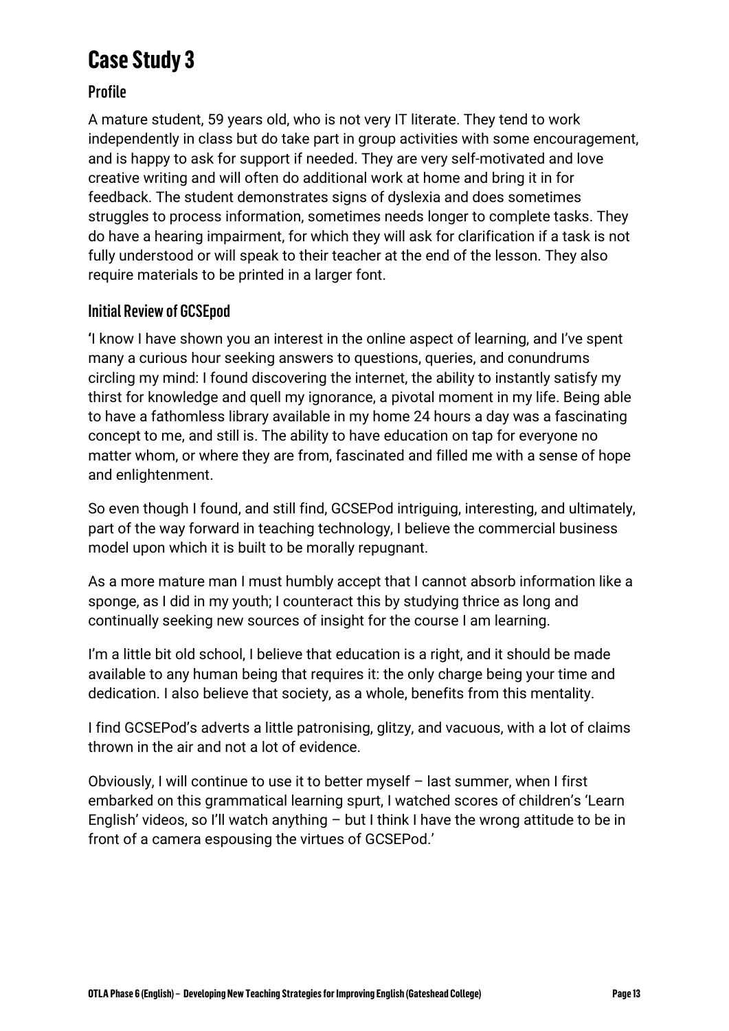# Case Study 3

## Profile

A mature student, 59 years old, who is not very IT literate. They tend to work independently in class but do take part in group activities with some encouragement, and is happy to ask for support if needed. They are very self-motivated and love creative writing and will often do additional work at home and bring it in for feedback. The student demonstrates signs of dyslexia and does sometimes struggles to process information, sometimes needs longer to complete tasks. They do have a hearing impairment, for which they will ask for clarification if a task is not fully understood or will speak to their teacher at the end of the lesson. They also require materials to be printed in a larger font.

## Initial Review of GCSEpod

'I know I have shown you an interest in the online aspect of learning, and I've spent many a curious hour seeking answers to questions, queries, and conundrums circling my mind: I found discovering the internet, the ability to instantly satisfy my thirst for knowledge and quell my ignorance, a pivotal moment in my life. Being able to have a fathomless library available in my home 24 hours a day was a fascinating concept to me, and still is. The ability to have education on tap for everyone no matter whom, or where they are from, fascinated and filled me with a sense of hope and enlightenment.

So even though I found, and still find, GCSEPod intriguing, interesting, and ultimately, part of the way forward in teaching technology, I believe the commercial business model upon which it is built to be morally repugnant.

As a more mature man I must humbly accept that I cannot absorb information like a sponge, as I did in my youth; I counteract this by studying thrice as long and continually seeking new sources of insight for the course I am learning.

I'm a little bit old school, I believe that education is a right, and it should be made available to any human being that requires it: the only charge being your time and dedication. I also believe that society, as a whole, benefits from this mentality.

I find GCSEPod's adverts a little patronising, glitzy, and vacuous, with a lot of claims thrown in the air and not a lot of evidence.

Obviously, I will continue to use it to better myself – last summer, when I first embarked on this grammatical learning spurt, I watched scores of children's 'Learn English' videos, so I'll watch anything – but I think I have the wrong attitude to be in front of a camera espousing the virtues of GCSEPod.'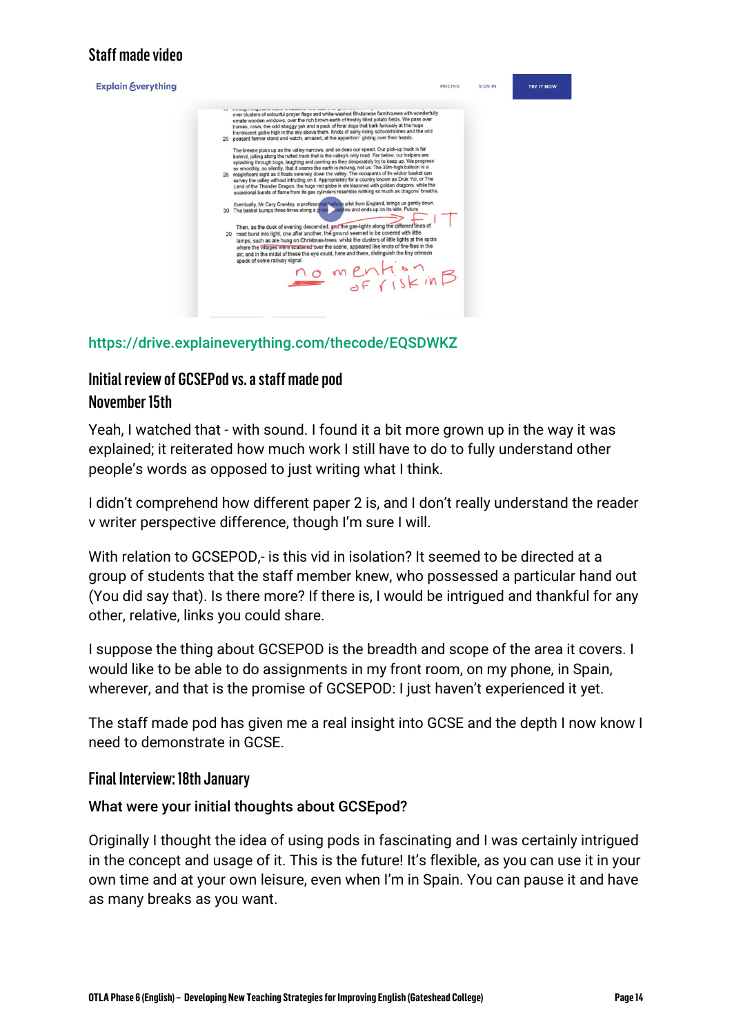## Staff made video

https://drive.explaineverything.com/thecode/EQSDWKZ

## Initial review of GCSEPod vs. a staff made pod

## November 15th

Yeah, I watched that - with sound. I found it a bit more grown up in the way it was explained; it reiterated how much work I still have to do to fully understand other people's words as opposed to just writing what I think.

I didn't comprehend how different paper 2 is, and I don't really understand the reader v writer perspective difference, though I'm sure I will.

With relation to GCSEPOD,- is this vid in isolation? It seemed to be directed at a group of students that the staff member knew, who possessed a particular hand out (You did say that). Is there more? If there is, I would be intrigued and thankful for any other, relative, links you could share.

I suppose the thing about GCSEPOD is the breadth and scope of the area it covers. I would like to be able to do assignments in my front room, on my phone, in Spain, wherever, and that is the promise of GCSEPOD: I just haven't experienced it yet.

The staff made pod has given me a real insight into GCSE and the depth I now know I need to demonstrate in GCSE.

## Final Interview: 18th January

**What were your initial thoughts about GCSEpod?**

Originally I thought the idea of using pods in fascinating and I was certainly intrigued in the concept and usage of it. This is the future! It's flexible, as you can use it in your own time and at your own leisure, even when I'm in Spain. You can pause it and have as many breaks as you want.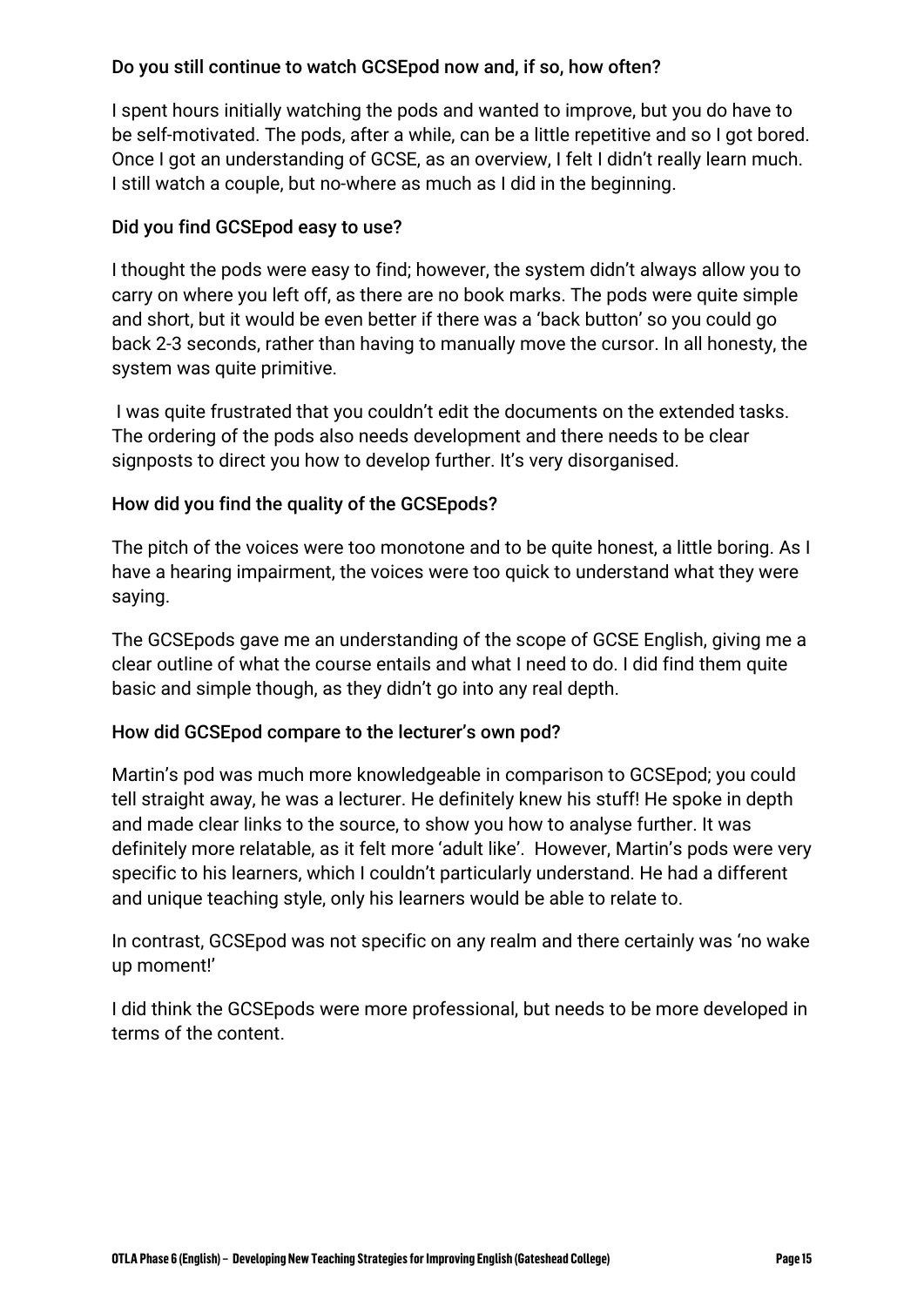**Do you still continue to watch GCSEpod now and, if so, how often?**

I spent hours initially watching the pods and wanted to improve, but you do have to be self-motivated. The pods, after a while, can be a little repetitive and so I got bored. Once I got an understanding of GCSE, as an overview, I felt I didn't really learn much. I still watch a couple, but no-where as much as I did in the beginning.

**Did you find GCSEpod easy to use?**

I thought the pods were easy to find; however, the system didn't always allow you to carry on where you left off, as there are no book marks. The pods were quite simple and short, but it would be even better if there was a 'back button' so you could go back 2-3 seconds, rather than having to manually move the cursor. In all honesty, the system was quite primitive.

I was quite frustrated that you couldn't edit the documents on the extended tasks. The ordering of the pods also needs development and there needs to be clear signposts to direct you how to develop further. It's very disorganised.

**How did you find the quality of the GCSEpods?**

The pitch of the voices were too monotone and to be quite honest, a little boring. As I have a hearing impairment, the voices were too quick to understand what they were saying.

The GCSEpods gave me an understanding of the scope of GCSE English, giving me a clear outline of what the course entails and what I need to do. I did find them quite basic and simple though, as they didn't go into any real depth.

**How did GCSEpod compare to the lecturer's own pod?**

Martin's pod was much more knowledgeable in comparison to GCSEpod; you could tell straight away, he was a lecturer. He definitely knew his stuff! He spoke in depth and made clear links to the source, to show you how to analyse further. It was definitely more relatable, as it felt more 'adult like'. However, Martin's pods were very specific to his learners, which I couldn't particularly understand. He had a different and unique teaching style, only his learners would be able to relate to.

In contrast, GCSEpod was not specific on any realm and there certainly was 'no wake up moment!'

I did think the GCSEpods were more professional, but needs to be more developed in terms of the content.